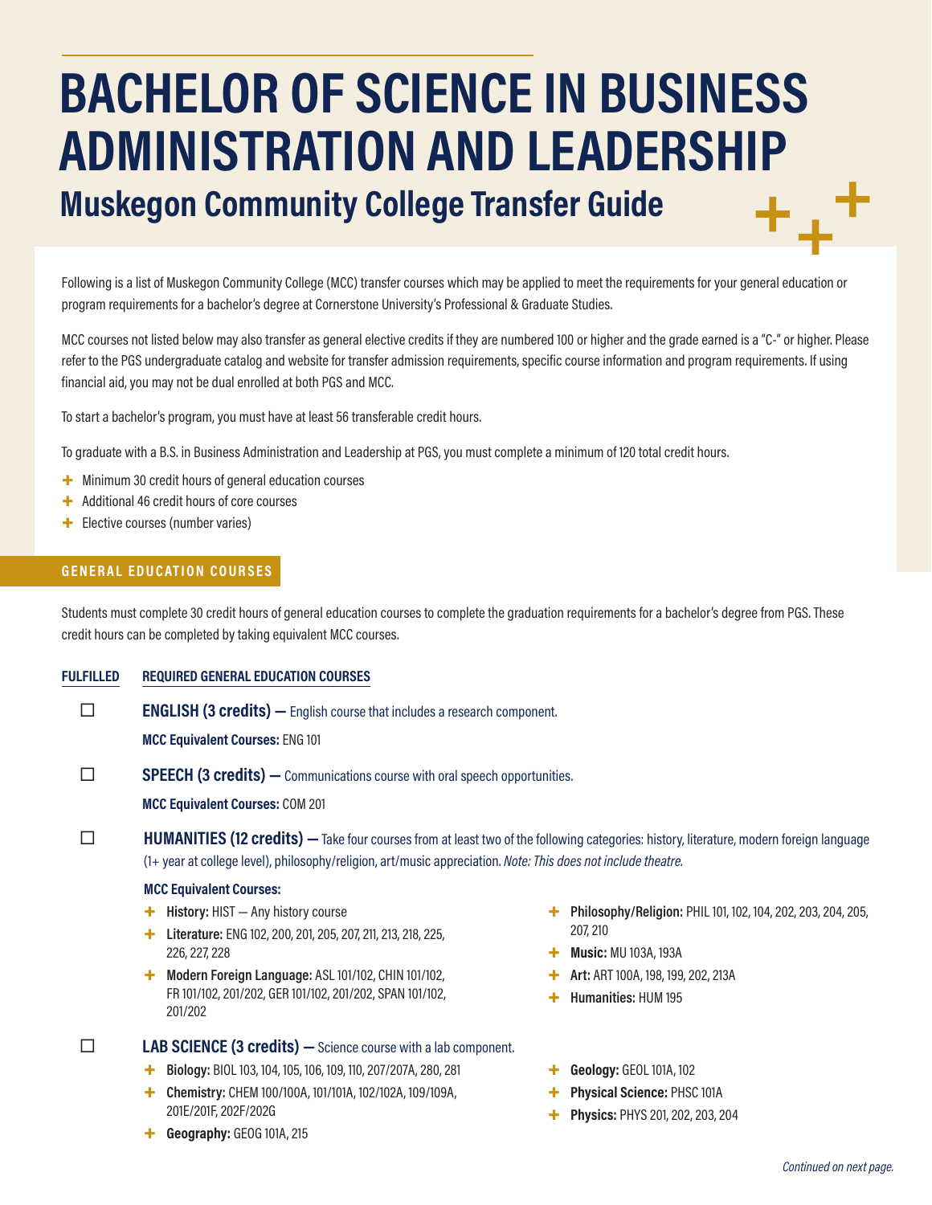# BACHELOR OF SCIENCE IN BUSINESS ADMINISTRATION AND LEADERSHIP

## Muskegon Community College Transfer Guide

Following is a list of Muskegon Community College (MCC) transfer courses which may be applied to meet the requirements for your general education or program requirements for a bachelor's degree at Cornerstone University's Professional & Graduate Studies.

MCC courses not listed below may also transfer as general elective credits if they are numbered 100 or higher and the grade earned is a "C-" or higher. Please refer to the PGS undergraduate catalog and website for transfer admission requirements, specific course information and program requirements. If using financial aid, you may not be dual enrolled at both PGS and MCC.

To start a bachelor's program, you must have at least 56 transferable credit hours.

To graduate with a B.S. in Business Administration and Leadership at PGS, you must complete a minimum of 120 total credit hours.

- Minimum 30 credit hours of general education courses
- Additional 46 credit hours of core courses
- Elective courses (number varies)

### GENERAL EDUCATION COURSES

Students must complete 30 credit hours of general education courses to complete the graduation requirements for a bachelor's degree from PGS. These credit hours can be completed by taking equivalent MCC courses.

**FULFILLED** | **REQUIRED GENERAL EDUCATION COURSES**

☐ **ENGLISH (3 credits) —** English course that includes a research component.

**MCC Equivalent Courses:** ENG 101

☐ **SPEECH (3 credits) —** Communications course with oral speech opportunities.

**MCC Equivalent Courses:** COM 201

☐ **HUMANITIES (12 credits) —** Take four courses from at least two of the following categories: history, literature, modern foreign language (1+ year at college level), philosophy/religion, art/music appreciation. *Note: This does not include theatre.*

**MCC Equivalent Courses:**

- **History:** HIST — Any history course
- **Literature:** ENG 102, 200, 201, 205, 207, 211, 213, 218, 225, 226, 227, 228
- **Modern Foreign Language:** ASL 101/102, CHIN 101/102, FR 101/102, 201/202, GER 101/102, 201/202, SPAN 101/102, 201/202
- **Philosophy/Religion:** PHIL 101, 102, 104, 202, 203, 204, 205, 207, 210
- **Music:** MU 103A, 193A
- **Art:** ART 100A, 198, 199, 202, 213A
- **Humanities:** HUM 195

☐ **LAB SCIENCE (3 credits) —** Science course with a lab component.

- **Biology:** BIOL 103, 104, 105, 106, 109, 110, 207/207A, 280, 281
- **Chemistry:** CHEM 100/100A, 101/101A, 102/102A, 109/109A, 201E/201F, 202F/202G
- **Geography:** GEOG 101A, 215
- **Geology:** GEOL 101A, 102
- **Physical Science:** PHSC 101A
- **Physics:** PHYS 201, 202, 203, 204

*Continued on next page.*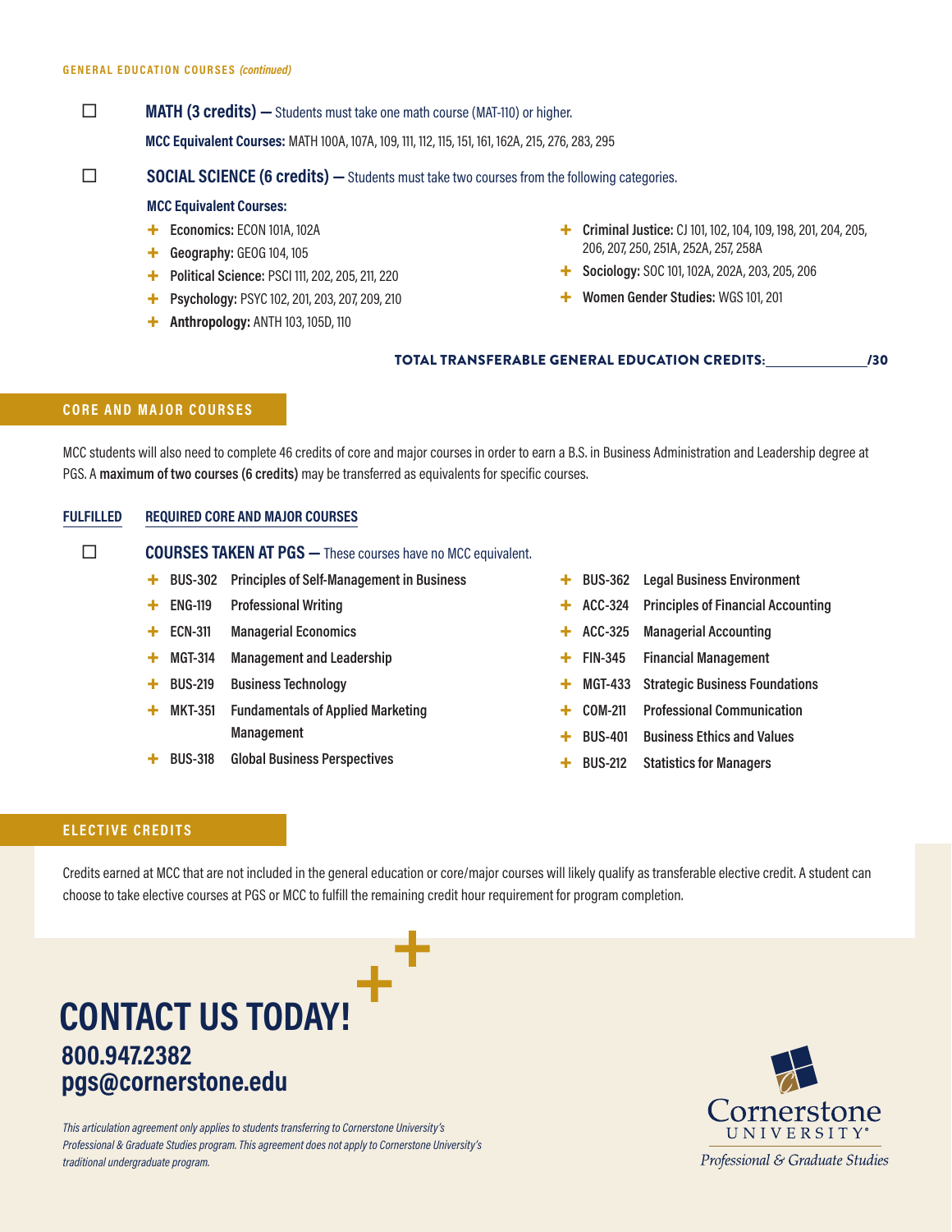**GENERAL EDUCATION COURSES *(continued)***

☐ **MATH (3 credits) —** Students must take one math course (MAT-110) or higher.

**MCC Equivalent Courses:** MATH 100A, 107A, 109, 111, 112, 115, 151, 161, 162A, 215, 276, 283, 295

☐ **SOCIAL SCIENCE (6 credits) —** Students must take two courses from the following categories.

**MCC Equivalent Courses:**

- **Economics:** ECON 101A, 102A
- **Geography:** GEOG 104, 105
- **Political Science:** PSCI 111, 202, 205, 211, 220
- **Psychology:** PSYC 102, 201, 203, 207, 209, 210
- **Anthropology:** ANTH 103, 105D, 110
- **Criminal Justice:** CJ 101, 102, 104, 109, 198, 201, 204, 205, 206, 207, 250, 251A, 252A, 257, 258A
- **Sociology:** SOC 101, 102A, 202A, 203, 205, 206
- **Women Gender Studies:** WGS 101, 201

**TOTAL TRANSFERABLE GENERAL EDUCATION CREDITS:\_\_\_\_\_\_\_\_\_\_/30**

## CORE AND MAJOR COURSES

MCC students will also need to complete 46 credits of core and major courses in order to earn a B.S. in Business Administration and Leadership degree at PGS. A **maximum of two courses (6 credits)** may be transferred as equivalents for specific courses.

**FULFILLED** **REQUIRED CORE AND MAJOR COURSES**

☐ **COURSES TAKEN AT PGS —** These courses have no MCC equivalent.

- **BUS-302** Principles of Self-Management in Business
- **ENG-119** Professional Writing
- **ECN-311** Managerial Economics
- **MGT-314** Management and Leadership
- **BUS-219** Business Technology
- **MKT-351** Fundamentals of Applied Marketing Management
- **BUS-318** Global Business Perspectives
- **BUS-362** Legal Business Environment
- **ACC-324** Principles of Financial Accounting
- **ACC-325** Managerial Accounting
- **FIN-345** Financial Management
- **MGT-433** Strategic Business Foundations
- **COM-211** Professional Communication
- **BUS-401** Business Ethics and Values
- **BUS-212** Statistics for Managers

## ELECTIVE CREDITS

Credits earned at MCC that are not included in the general education or core/major courses will likely qualify as transferable elective credit. A student can choose to take elective courses at PGS or MCC to fulfill the remaining credit hour requirement for program completion.

# CONTACT US TODAY!

**800.947.2382**
**pgs@cornerstone.edu**

*This articulation agreement only applies to students transferring to Cornerstone University's Professional & Graduate Studies program. This agreement does not apply to Cornerstone University's traditional undergraduate program.*

Cornerstone UNIVERSITY®
*Professional & Graduate Studies*